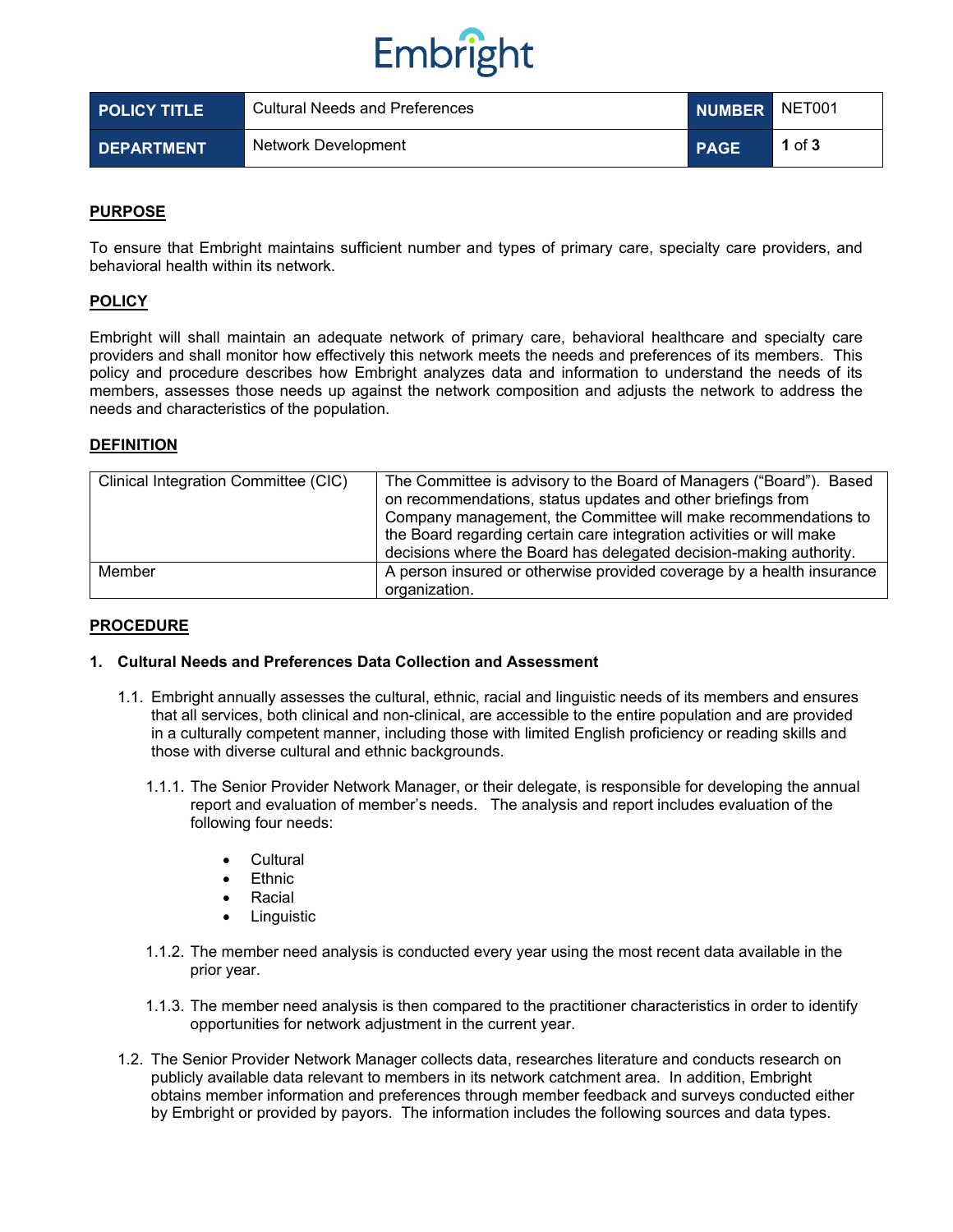# Embright

| POLICY TITLE | Cultural Needs and Preferences | NUMBER | NET001 |
|---|---|---|---|
| DEPARTMENT | Network Development | PAGE | 1 of 3 |

## PURPOSE

To ensure that Embright maintains sufficient number and types of primary care, specialty care providers, and behavioral health within its network.

## POLICY

Embright will shall maintain an adequate network of primary care, behavioral healthcare and specialty care providers and shall monitor how effectively this network meets the needs and preferences of its members. This policy and procedure describes how Embright analyzes data and information to understand the needs of its members, assesses those needs up against the network composition and adjusts the network to address the needs and characteristics of the population.

## DEFINITION

| Term | Definition |
|---|---|
| Clinical Integration Committee (CIC) | The Committee is advisory to the Board of Managers ("Board"). Based on recommendations, status updates and other briefings from Company management, the Committee will make recommendations to the Board regarding certain care integration activities or will make decisions where the Board has delegated decision-making authority. |
| Member | A person insured or otherwise provided coverage by a health insurance organization. |

## PROCEDURE

### 1. Cultural Needs and Preferences Data Collection and Assessment

1.1. Embright annually assesses the cultural, ethnic, racial and linguistic needs of its members and ensures that all services, both clinical and non-clinical, are accessible to the entire population and are provided in a culturally competent manner, including those with limited English proficiency or reading skills and those with diverse cultural and ethnic backgrounds.

1.1.1. The Senior Provider Network Manager, or their delegate, is responsible for developing the annual report and evaluation of member's needs. The analysis and report includes evaluation of the following four needs:

- Cultural
- Ethnic
- Racial
- Linguistic

1.1.2. The member need analysis is conducted every year using the most recent data available in the prior year.

1.1.3. The member need analysis is then compared to the practitioner characteristics in order to identify opportunities for network adjustment in the current year.

1.2. The Senior Provider Network Manager collects data, researches literature and conducts research on publicly available data relevant to members in its network catchment area. In addition, Embright obtains member information and preferences through member feedback and surveys conducted either by Embright or provided by payors. The information includes the following sources and data types.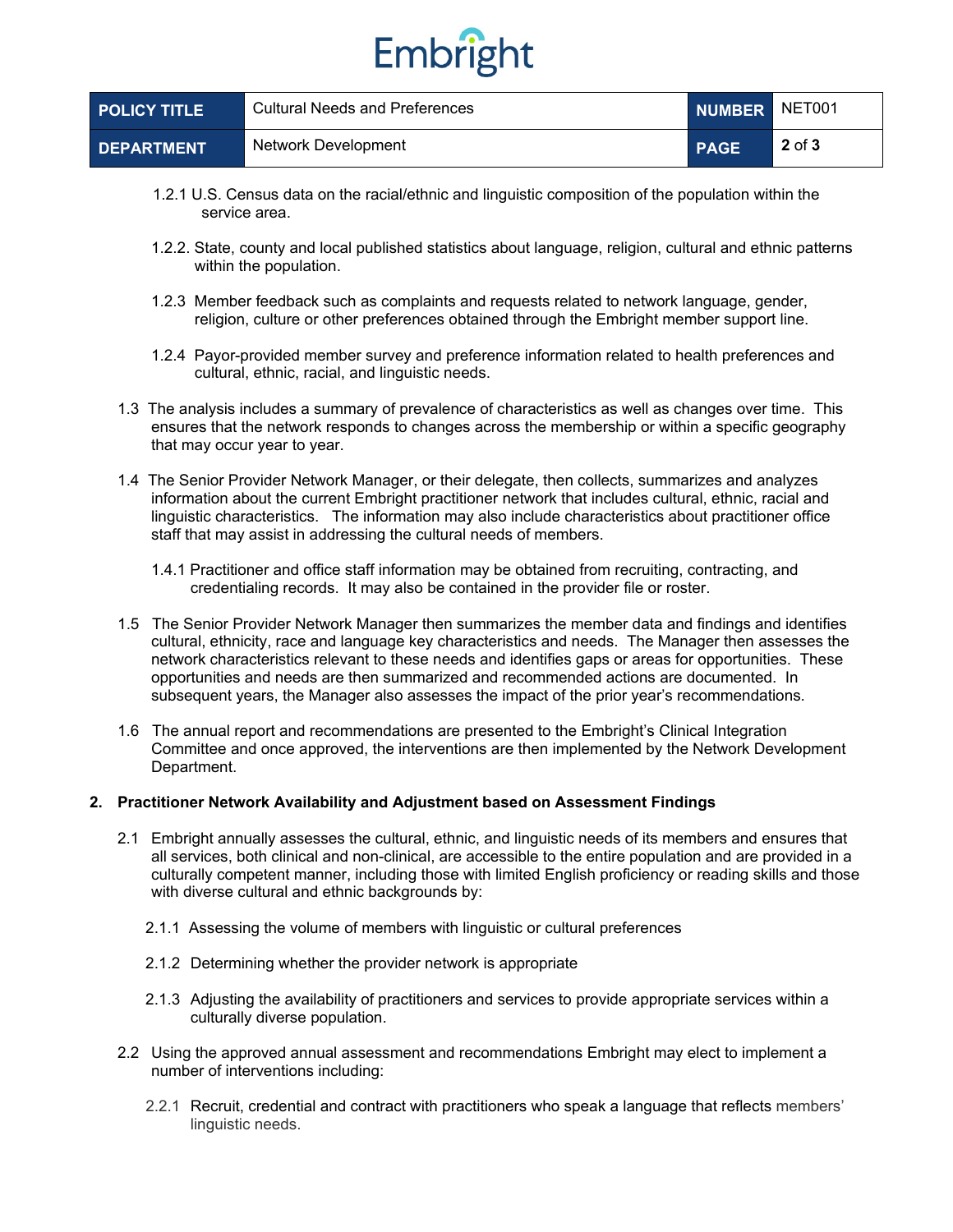1.2.1 U.S. Census data on the racial/ethnic and linguistic composition of the population within the service area.

1.2.2. State, county and local published statistics about language, religion, cultural and ethnic patterns within the population.

1.2.3 Member feedback such as complaints and requests related to network language, gender, religion, culture or other preferences obtained through the Embright member support line.

1.2.4 Payor-provided member survey and preference information related to health preferences and cultural, ethnic, racial, and linguistic needs.

1.3 The analysis includes a summary of prevalence of characteristics as well as changes over time. This ensures that the network responds to changes across the membership or within a specific geography that may occur year to year.

1.4 The Senior Provider Network Manager, or their delegate, then collects, summarizes and analyzes information about the current Embright practitioner network that includes cultural, ethnic, racial and linguistic characteristics. The information may also include characteristics about practitioner office staff that may assist in addressing the cultural needs of members.

1.4.1 Practitioner and office staff information may be obtained from recruiting, contracting, and credentialing records. It may also be contained in the provider file or roster.

1.5 The Senior Provider Network Manager then summarizes the member data and findings and identifies cultural, ethnicity, race and language key characteristics and needs. The Manager then assesses the network characteristics relevant to these needs and identifies gaps or areas for opportunities. These opportunities and needs are then summarized and recommended actions are documented. In subsequent years, the Manager also assesses the impact of the prior year's recommendations.

1.6 The annual report and recommendations are presented to the Embright's Clinical Integration Committee and once approved, the interventions are then implemented by the Network Development Department.

**2. Practitioner Network Availability and Adjustment based on Assessment Findings**

2.1 Embright annually assesses the cultural, ethnic, and linguistic needs of its members and ensures that all services, both clinical and non-clinical, are accessible to the entire population and are provided in a culturally competent manner, including those with limited English proficiency or reading skills and those with diverse cultural and ethnic backgrounds by:

2.1.1 Assessing the volume of members with linguistic or cultural preferences

2.1.2 Determining whether the provider network is appropriate

2.1.3 Adjusting the availability of practitioners and services to provide appropriate services within a culturally diverse population.

2.2 Using the approved annual assessment and recommendations Embright may elect to implement a number of interventions including:

2.2.1 Recruit, credential and contract with practitioners who speak a language that reflects members' linguistic needs.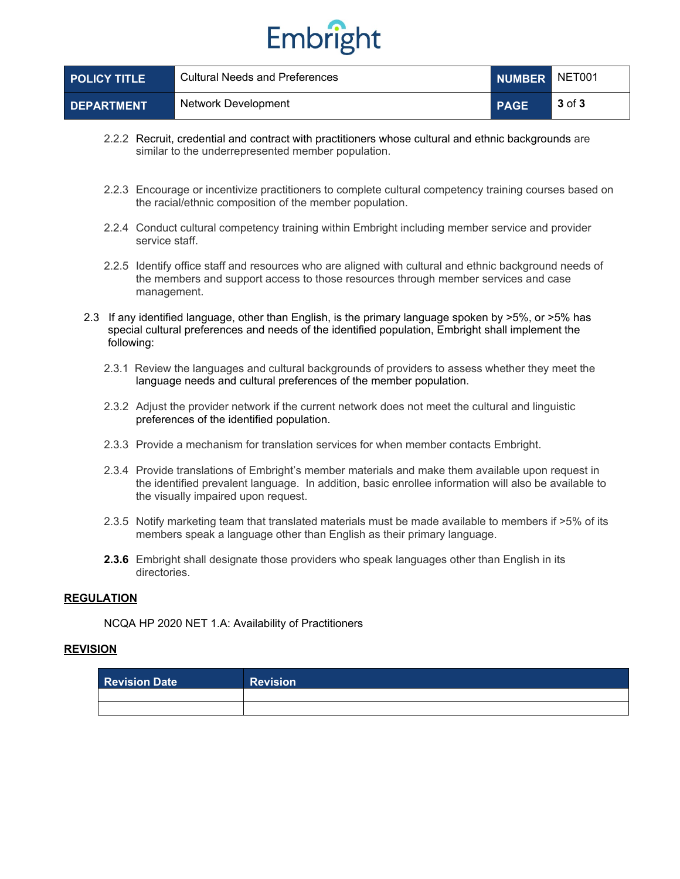2.2.2 Recruit, credential and contract with practitioners whose cultural and ethnic backgrounds are similar to the underrepresented member population.

2.2.3 Encourage or incentivize practitioners to complete cultural competency training courses based on the racial/ethnic composition of the member population.

2.2.4 Conduct cultural competency training within Embright including member service and provider service staff.

2.2.5 Identify office staff and resources who are aligned with cultural and ethnic background needs of the members and support access to those resources through member services and case management.

2.3 If any identified language, other than English, is the primary language spoken by >5%, or >5% has special cultural preferences and needs of the identified population, Embright shall implement the following:

2.3.1 Review the languages and cultural backgrounds of providers to assess whether they meet the language needs and cultural preferences of the member population.

2.3.2 Adjust the provider network if the current network does not meet the cultural and linguistic preferences of the identified population.

2.3.3 Provide a mechanism for translation services for when member contacts Embright.

2.3.4 Provide translations of Embright's member materials and make them available upon request in the identified prevalent language. In addition, basic enrollee information will also be available to the visually impaired upon request.

2.3.5 Notify marketing team that translated materials must be made available to members if >5% of its members speak a language other than English as their primary language.

**2.3.6** Embright shall designate those providers who speak languages other than English in its directories.

## REGULATION

NCQA HP 2020 NET 1.A: Availability of Practitioners

## REVISION

| Revision Date | Revision |
| --- | --- |
| | |
| | |